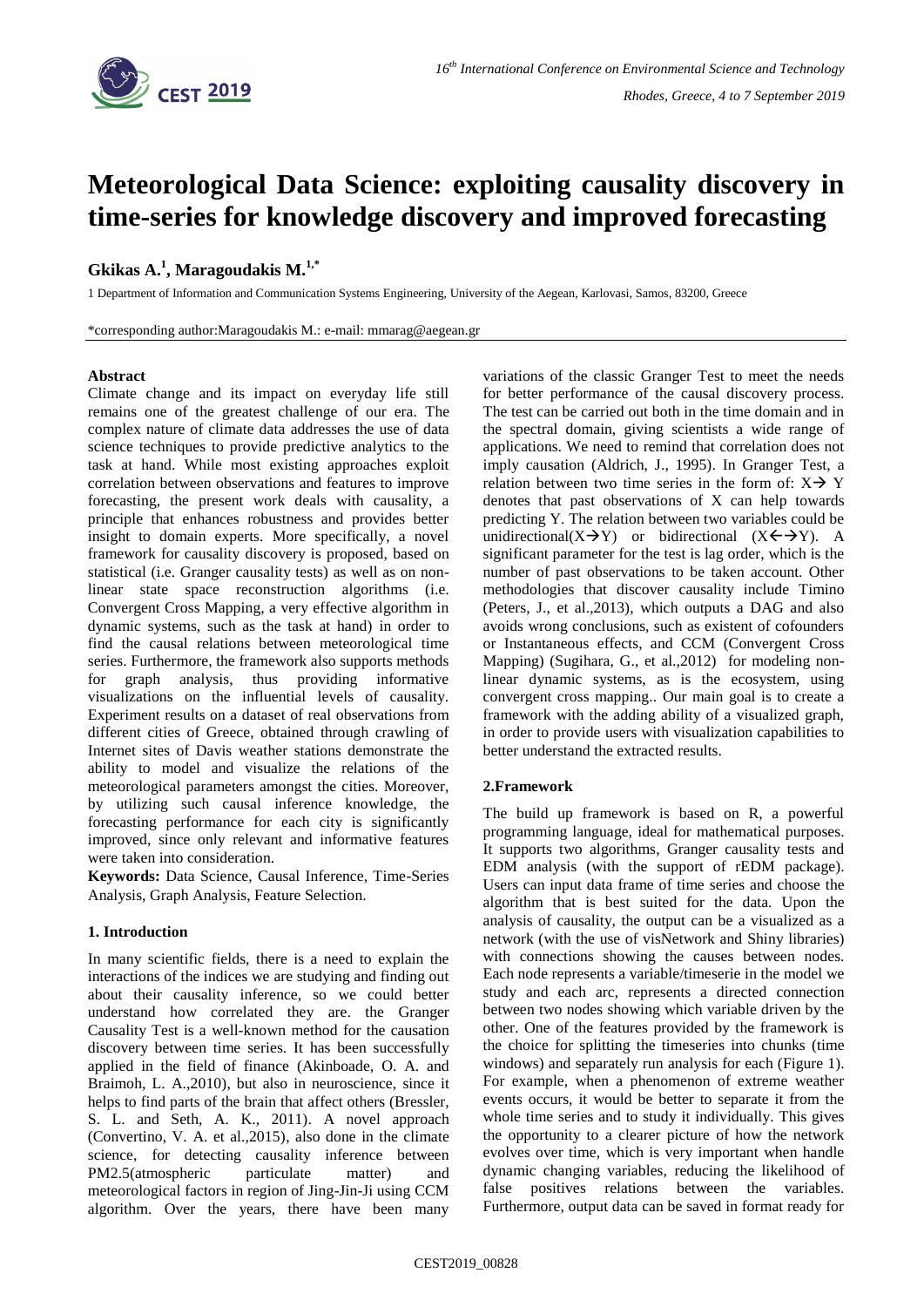# Meteorological Data Science: exploiting causality discovery in time-series for knowledge discovery and improved forecasting

**Gkikas A.[1], Maragoudakis M.[1,*]**

1 Department of Information and Communication Systems Engineering, University of the Aegean, Karlovasi, Samos, 83200, Greece

*corresponding author:Maragoudakis M.: e-mail: mmarag@aegean.gr

### Abstract

Climate change and its impact on everyday life still remains one of the greatest challenge of our era. The complex nature of climate data addresses the use of data science techniques to provide predictive analytics to the task at hand. While most existing approaches exploit correlation between observations and features to improve forecasting, the present work deals with causality, a principle that enhances robustness and provides better insight to domain experts. More specifically, a novel framework for causality discovery is proposed, based on statistical (i.e. Granger causality tests) as well as on non-linear state space reconstruction algorithms (i.e. Convergent Cross Mapping, a very effective algorithm in dynamic systems, such as the task at hand) in order to find the causal relations between meteorological time series. Furthermore, the framework also supports methods for graph analysis, thus providing informative visualizations on the influential levels of causality. Experiment results on a dataset of real observations from different cities of Greece, obtained through crawling of Internet sites of Davis weather stations demonstrate the ability to model and visualize the relations of the meteorological parameters amongst the cities. Moreover, by utilizing such causal inference knowledge, the forecasting performance for each city is significantly improved, since only relevant and informative features were taken into consideration.

**Keywords:** Data Science, Causal Inference, Time-Series Analysis, Graph Analysis, Feature Selection.

### 1. Introduction

In many scientific fields, there is a need to explain the interactions of the indices we are studying and finding out about their causality inference, so we could better understand how correlated they are. the Granger Causality Test is a well-known method for the causation discovery between time series. It has been successfully applied in the field of finance (Akinboade, O. A. and Braimoh, L. A.,2010), but also in neuroscience, since it helps to find parts of the brain that affect others (Bressler, S. L. and Seth, A. K., 2011). A novel approach (Convertino, V. A. et al.,2015), also done in the climate science, for detecting causality inference between PM2.5(atmospheric particulate matter) and meteorological factors in region of Jing-Jin-Ji using CCM algorithm. Over the years, there have been many variations of the classic Granger Test to meet the needs for better performance of the causal discovery process. The test can be carried out both in the time domain and in the spectral domain, giving scientists a wide range of applications. We need to remind that correlation does not imply causation (Aldrich, J., 1995). In Granger Test, a relation between two time series in the form of: $X \rightarrow Y$ denotes that past observations of X can help towards predicting Y. The relation between two variables could be unidirectional($X \rightarrow Y$) or bidirectional ($X \leftrightarrow Y$). A significant parameter for the test is lag order, which is the number of past observations to be taken account. Other methodologies that discover causality include Timino (Peters, J., et al.,2013), which outputs a DAG and also avoids wrong conclusions, such as existent of cofounders or Instantaneous effects, and CCM (Convergent Cross Mapping) (Sugihara, G., et al.,2012) for modeling non-linear dynamic systems, as is the ecosystem, using convergent cross mapping.. Our main goal is to create a framework with the adding ability of a visualized graph, in order to provide users with visualization capabilities to better understand the extracted results.

### 2.Framework

The build up framework is based on R, a powerful programming language, ideal for mathematical purposes. It supports two algorithms, Granger causality tests and EDM analysis (with the support of rEDM package). Users can input data frame of time series and choose the algorithm that is best suited for the data. Upon the analysis of causality, the output can be a visualized as a network (with the use of visNetwork and Shiny libraries) with connections showing the causes between nodes. Each node represents a variable/timeserie in the model we study and each arc, represents a directed connection between two nodes showing which variable driven by the other. One of the features provided by the framework is the choice for splitting the timeseries into chunks (time windows) and separately run analysis for each (Figure 1). For example, when a phenomenon of extreme weather events occurs, it would be better to separate it from the whole time series and to study it individually. This gives the opportunity to a clearer picture of how the network evolves over time, which is very important when handle dynamic changing variables, reducing the likelihood of false positives relations between the variables. Furthermore, output data can be saved in format ready for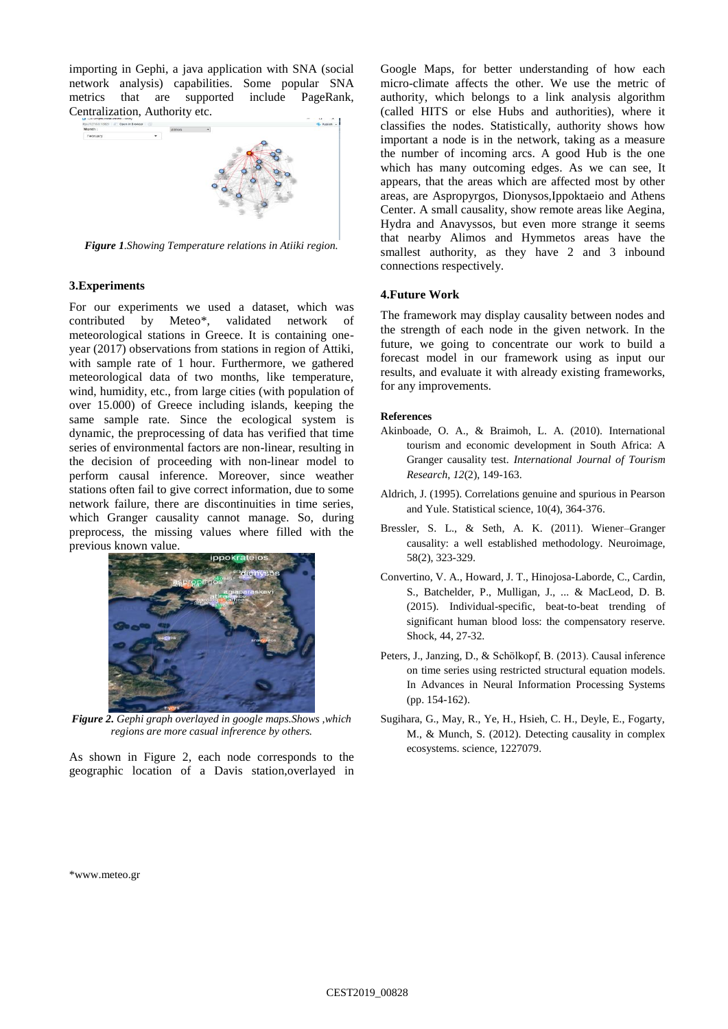importing in Gephi, a java application with SNA (social network analysis) capabilities. Some popular SNA metrics that are supported include PageRank, Centralization, Authority etc.

*Figure 1*.*Showing Temperature relations in Atiiki region.*

### 3.Experiments

For our experiments we used a dataset, which was contributed by Meteo*, validated network of meteorological stations in Greece. It is containing one-year (2017) observations from stations in region of Attiki, with sample rate of 1 hour. Furthermore, we gathered meteorological data of two months, like temperature, wind, humidity, etc., from large cities (with population of over 15.000) of Greece including islands, keeping the same sample rate. Since the ecological system is dynamic, the preprocessing of data has verified that time series of environmental factors are non-linear, resulting in the decision of proceeding with non-linear model to perform causal inference. Moreover, since weather stations often fail to give correct information, due to some network failure, there are discontinuities in time series, which Granger causality cannot manage. So, during preprocess, the missing values where filled with the previous known value.

***Figure 2.** Gephi graph overlayed in google maps.Shows ,which regions are more casual infrerence by others.*

As shown in Figure 2, each node corresponds to the geographic location of a Davis station,overlayed in Google Maps, for better understanding of how each micro-climate affects the other. We use the metric of authority, which belongs to a link analysis algorithm (called HITS or else Hubs and authorities), where it classifies the nodes. Statistically, authority shows how important a node is in the network, taking as a measure the number of incoming arcs. A good Hub is the one which has many outcoming edges. As we can see, It appears, that the areas which are affected most by other areas, are Aspropyrgos, Dionysos,Ippoktaeio and Athens Center. A small causality, show remote areas like Aegina, Hydra and Anavyssos, but even more strange it seems that nearby Alimos and Hymmetos areas have the smallest authority, as they have 2 and 3 inbound connections respectively.

### 4.Future Work

The framework may display causality between nodes and the strength of each node in the given network. In the future, we going to concentrate our work to build a forecast model in our framework using as input our results, and evaluate it with already existing frameworks, for any improvements.

#### References

Akinboade, O. A., & Braimoh, L. A. (2010). International tourism and economic development in South Africa: A Granger causality test. *International Journal of Tourism Research*, *12*(2), 149-163.

Aldrich, J. (1995). Correlations genuine and spurious in Pearson and Yule. Statistical science, 10(4), 364-376.

Bressler, S. L., & Seth, A. K. (2011). Wiener–Granger causality: a well established methodology. Neuroimage, 58(2), 323-329.

Convertino, V. A., Howard, J. T., Hinojosa-Laborde, C., Cardin, S., Batchelder, P., Mulligan, J., ... & MacLeod, D. B. (2015). Individual-specific, beat-to-beat trending of significant human blood loss: the compensatory reserve. Shock, 44, 27-32.

Peters, J., Janzing, D., & Schölkopf, B. (2013). Causal inference on time series using restricted structural equation models. In Advances in Neural Information Processing Systems (pp. 154-162).

Sugihara, G., May, R., Ye, H., Hsieh, C. H., Deyle, E., Fogarty, M., & Munch, S. (2012). Detecting causality in complex ecosystems. science, 1227079.

*www.meteo.gr